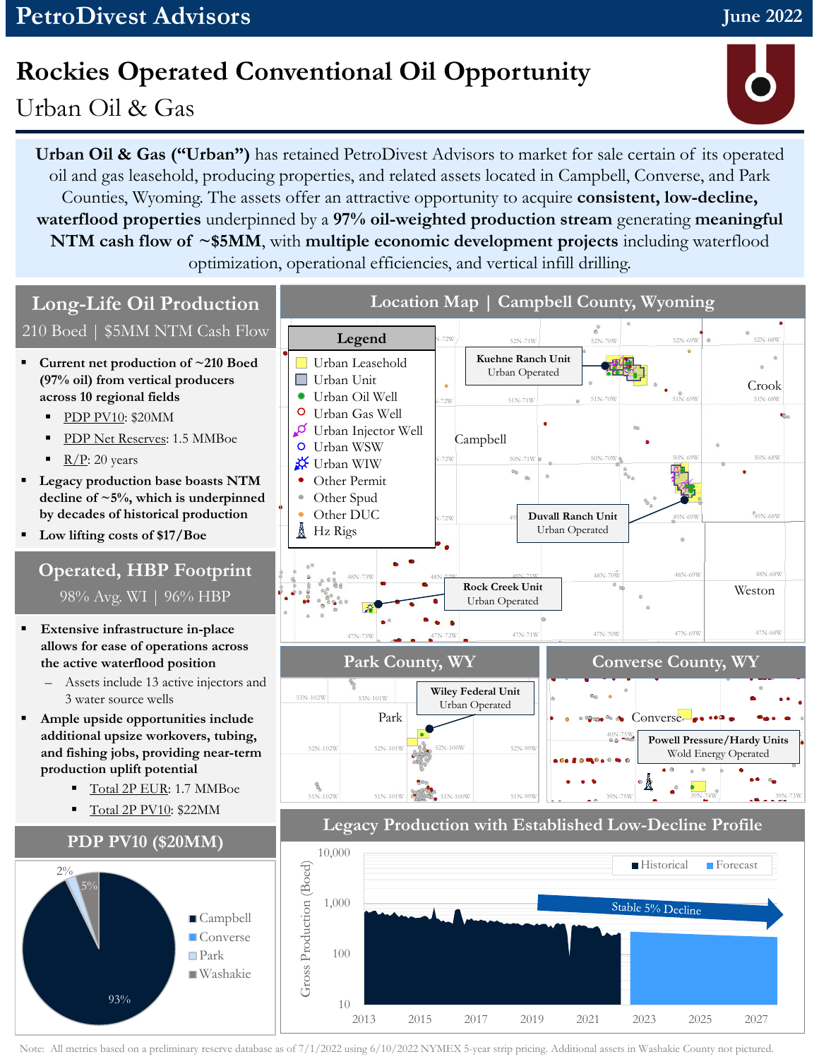PetroDivest Advisors — June 2022

# Rockies Operated Conventional Oil Opportunity

## Urban Oil & Gas

**Urban Oil & Gas ("Urban")** has retained PetroDivest Advisors to market for sale certain of its operated oil and gas leasehold, producing properties, and related assets located in Campbell, Converse, and Park Counties, Wyoming. The assets offer an attractive opportunity to acquire **consistent, low-decline, waterflood properties** underpinned by a **97% oil-weighted production stream** generating **meaningful NTM cash flow of ~$5MM**, with **multiple economic development projects** including waterflood optimization, operational efficiencies, and vertical infill drilling.

## Long-Life Oil Production

210 Boed | $5MM NTM Cash Flow

- **Current net production of ~210 Boed (97% oil) from vertical producers across 10 regional fields**
  - PDP PV10: $20MM
  - PDP Net Reserves: 1.5 MMBoe
  - R/P: 20 years
- **Legacy production base boasts NTM decline of ~5%, which is underpinned by decades of historical production**
- **Low lifting costs of $17/Boe**

## Operated, HBP Footprint

98% Avg. WI | 96% HBP

- **Extensive infrastructure in-place allows for ease of operations across the active waterflood position**
  - Assets include 13 active injectors and 3 water source wells
- **Ample upside opportunities include additional upsize workovers, tubing, and fishing jobs, providing near-term production uplift potential**
  - Total 2P EUR: 1.7 MMBoe
  - Total 2P PV10: $22MM

## PDP PV10 ($20MM)

| Region | Share |
|---|---|
| Campbell | 93% |
| Converse | |
| Park | 2% |
| Washakie | 5% |

## Location Map | Campbell County, Wyoming

Legend: Urban Leasehold; Urban Unit; Urban Oil Well; Urban Gas Well; Urban Injector Well; Urban WSW; Urban WIW; Other Permit; Other Spud; Other DUC; Hz Rigs

- Kuehne Ranch Unit — Urban Operated
- Duvall Ranch Unit — Urban Operated
- Rock Creek Unit — Urban Operated

## Park County, WY

- Wiley Federal Unit — Urban Operated

## Converse County, WY

- Powell Pressure/Hardy Units — Wold Energy Operated

## Legacy Production with Established Low-Decline Profile

Gross Production (Boed), 2013–2027; Historical and Forecast — Stable 5% Decline

Note: All metrics based on a preliminary reserve database as of 7/1/2022 using 6/10/2022 NYMEX 5-year strip pricing. Additional assets in Washakie County not pictured.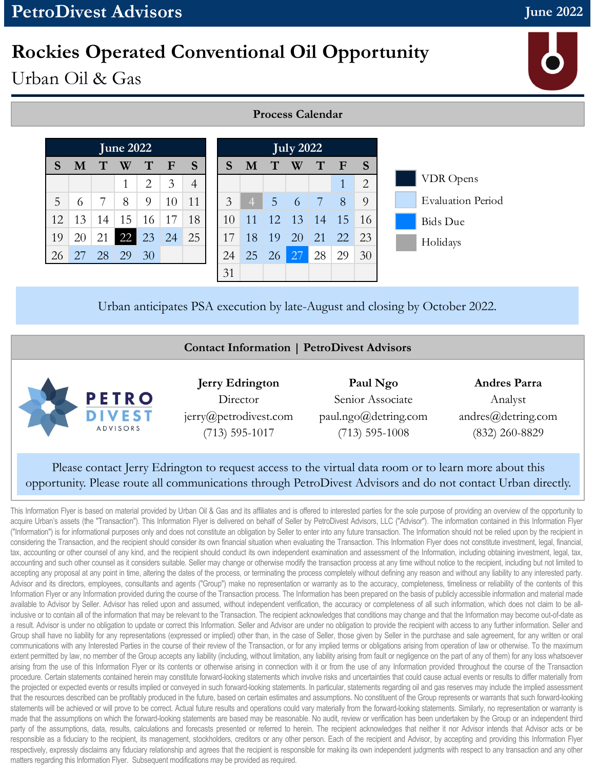# Rockies Operated Conventional Oil Opportunity

Urban Oil & Gas

## Process Calendar

**June 2022**

| S | M | T | W | T | F | S |
|---|---|---|---|---|---|---|
| | | | 1 | 2 | 3 | 4 |
| 5 | 6 | 7 | 8 | 9 | 10 | 11 |
| 12 | 13 | 14 | 15 | 16 | 17 | 18 |
| 19 | 20 | 21 | 22 | 23 | 24 | 25 |
| 26 | 27 | 28 | 29 | 30 | | |

**July 2022**

| S | M | T | W | T | F | S |
|---|---|---|---|---|---|---|
| | | | | | 1 | 2 |
| 3 | 4 | 5 | 6 | 7 | 8 | 9 |
| 10 | 11 | 12 | 13 | 14 | 15 | 16 |
| 17 | 18 | 19 | 20 | 21 | 22 | 23 |
| 24 | 25 | 26 | 27 | 28 | 29 | 30 |
| 31 | | | | | | |

- VDR Opens
- Evaluation Period
- Bids Due
- Holidays

Urban anticipates PSA execution by late-August and closing by October 2022.

## Contact Information | PetroDivest Advisors

| Jerry Edrington | Paul Ngo | Andres Parra |
|---|---|---|
| Director | Senior Associate | Analyst |
| jerry@petrodivest.com | paul.ngo@detring.com | andres@detring.com |
| (713) 595-1017 | (713) 595-1008 | (832) 260-8829 |

Please contact Jerry Edrington to request access to the virtual data room or to learn more about this opportunity. Please route all communications through PetroDivest Advisors and do not contact Urban directly.

This Information Flyer is based on material provided by Urban Oil & Gas and its affiliates and is offered to interested parties for the sole purpose of providing an overview of the opportunity to acquire Urban's assets (the "Transaction"). This Information Flyer is delivered on behalf of Seller by PetroDivest Advisors, LLC ("Advisor"). The information contained in this Information Flyer ("Information") is for informational purposes only and does not constitute an obligation by Seller to enter into any future transaction. The Information should not be relied upon by the recipient in considering the Transaction, and the recipient should consider its own financial situation when evaluating the Transaction. This Information Flyer does not constitute investment, legal, financial, tax, accounting or other counsel of any kind, and the recipient should conduct its own independent examination and assessment of the Information, including obtaining investment, legal, tax, accounting and such other counsel as it considers suitable. Seller may change or otherwise modify the transaction process at any time without notice to the recipient, including but not limited to accepting any proposal at any point in time, altering the dates of the process, or terminating the process completely without defining any reason and without any liability to any interested party. Advisor and its directors, employees, consultants and agents ("Group") make no representation or warranty as to the accuracy, completeness, timeliness or reliability of the contents of this Information Flyer or any Information provided during the course of the Transaction process. The Information has been prepared on the basis of publicly accessible information and material made available to Advisor by Seller. Advisor has relied upon and assumed, without independent verification, the accuracy or completeness of all such information, which does not claim to be all-inclusive or to contain all of the information that may be relevant to the Transaction. The recipient acknowledges that conditions may change and that the Information may become out-of-date as a result. Advisor is under no obligation to update or correct this Information. Seller and Advisor are under no obligation to provide the recipient with access to any further information. Seller and Group shall have no liability for any representations (expressed or implied) other than, in the case of Seller, those given by Seller in the purchase and sale agreement, for any written or oral communications with any Interested Parties in the course of their review of the Transaction, or for any implied terms or obligations arising from operation of law or otherwise. To the maximum extent permitted by law, no member of the Group accepts any liability (including, without limitation, any liability arising from fault or negligence on the part of any of them) for any loss whatsoever arising from the use of this Information Flyer or its contents or otherwise arising in connection with it or from the use of any Information provided throughout the course of the Transaction procedure. Certain statements contained herein may constitute forward-looking statements which involve risks and uncertainties that could cause actual events or results to differ materially from the projected or expected events or results implied or conveyed in such forward-looking statements. In particular, statements regarding oil and gas reserves may include the implied assessment that the resources described can be profitably produced in the future, based on certain estimates and assumptions. No constituent of the Group represents or warrants that such forward-looking statements will be achieved or will prove to be correct. Actual future results and operations could vary materially from the forward-looking statements. Similarly, no representation or warranty is made that the assumptions on which the forward-looking statements are based may be reasonable. No audit, review or verification has been undertaken by the Group or an independent third party of the assumptions, data, results, calculations and forecasts presented or referred to herein. The recipient acknowledges that neither it nor Advisor intends that Advisor acts or be responsible as a fiduciary to the recipient, its management, stockholders, creditors or any other person. Each of the recipient and Advisor, by accepting and providing this Information Flyer respectively, expressly disclaims any fiduciary relationship and agrees that the recipient is responsible for making its own independent judgments with respect to any transaction and any other matters regarding this Information Flyer. Subsequent modifications may be provided as required.